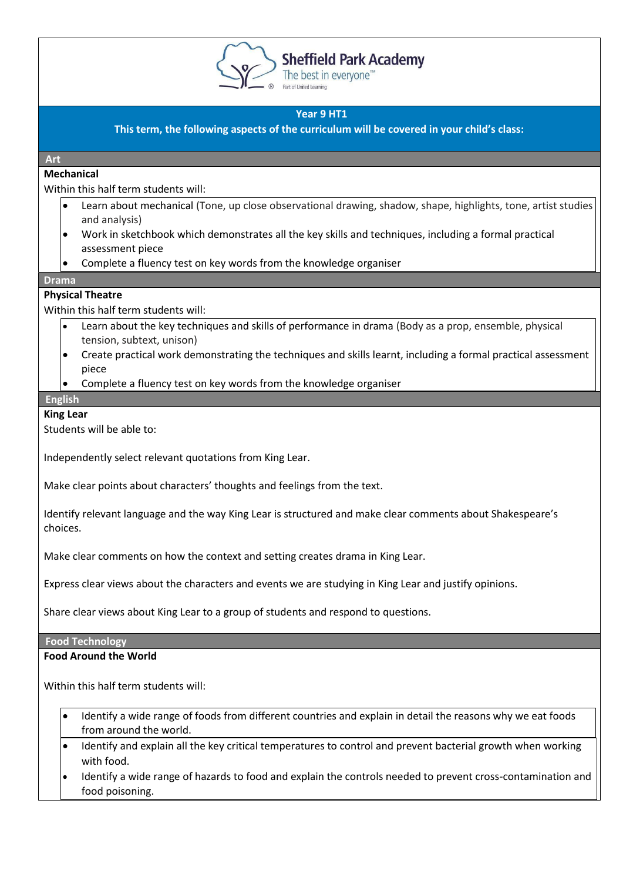Sheffield Park Academy
The best in everyone™
Part of United Learning

## Year 9 HT1

**This term, the following aspects of the curriculum will be covered in your child's class:**

### Art

**Mechanical**

Within this half term students will:

- Learn about mechanical (Tone, up close observational drawing, shadow, shape, highlights, tone, artist studies and analysis)
- Work in sketchbook which demonstrates all the key skills and techniques, including a formal practical assessment piece
- Complete a fluency test on key words from the knowledge organiser

### Drama

**Physical Theatre**

Within this half term students will:

- Learn about the key techniques and skills of performance in drama (Body as a prop, ensemble, physical tension, subtext, unison)
- Create practical work demonstrating the techniques and skills learnt, including a formal practical assessment piece
- Complete a fluency test on key words from the knowledge organiser

### English

**King Lear**

Students will be able to:

Independently select relevant quotations from King Lear.

Make clear points about characters' thoughts and feelings from the text.

Identify relevant language and the way King Lear is structured and make clear comments about Shakespeare's choices.

Make clear comments on how the context and setting creates drama in King Lear.

Express clear views about the characters and events we are studying in King Lear and justify opinions.

Share clear views about King Lear to a group of students and respond to questions.

### Food Technology

**Food Around the World**

Within this half term students will:

- Identify a wide range of foods from different countries and explain in detail the reasons why we eat foods from around the world.
- Identify and explain all the key critical temperatures to control and prevent bacterial growth when working with food.
- Identify a wide range of hazards to food and explain the controls needed to prevent cross-contamination and food poisoning.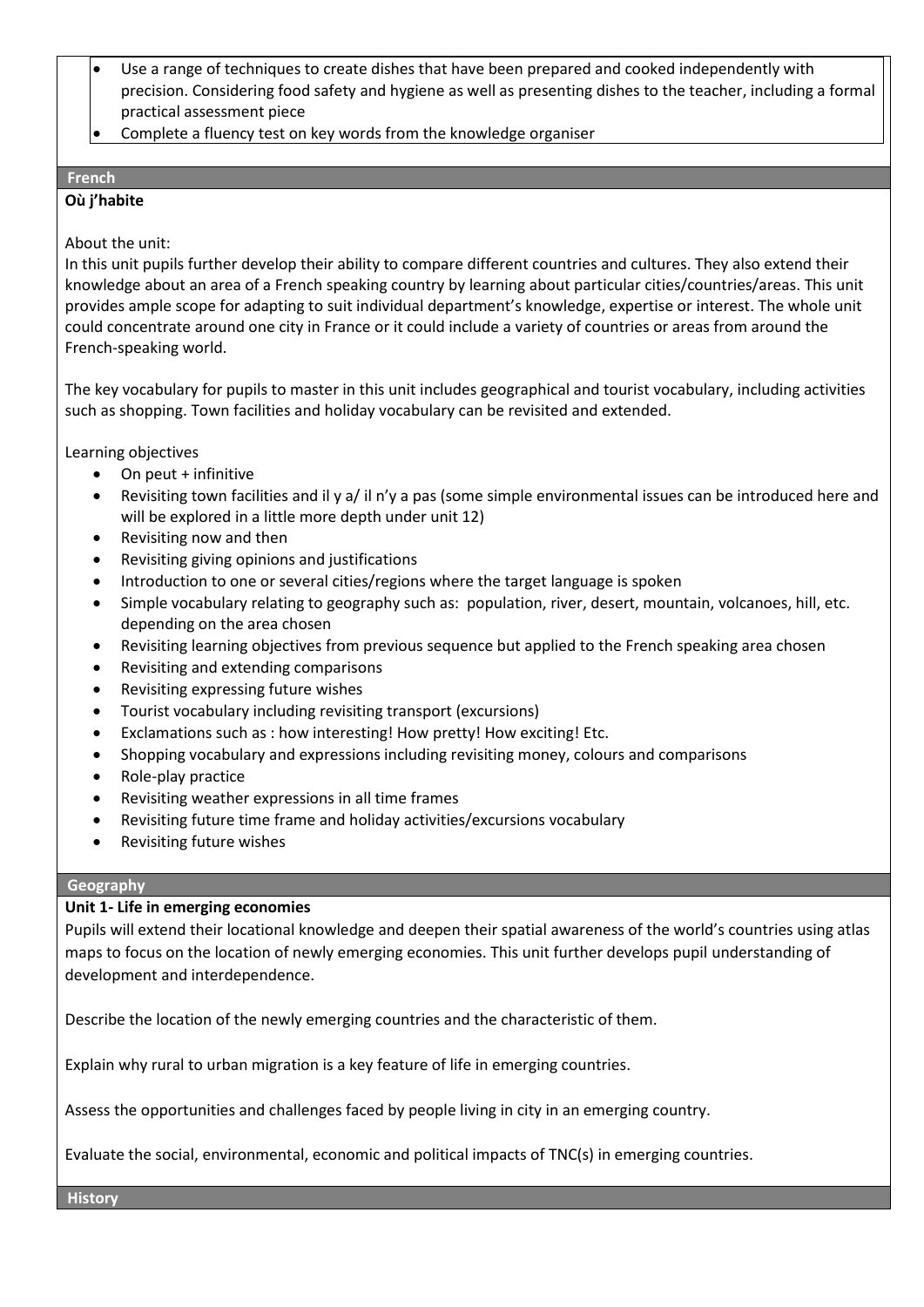- Use a range of techniques to create dishes that have been prepared and cooked independently with precision. Considering food safety and hygiene as well as presenting dishes to the teacher, including a formal practical assessment piece
- Complete a fluency test on key words from the knowledge organiser

## French

**Où j'habite**

About the unit:
In this unit pupils further develop their ability to compare different countries and cultures. They also extend their knowledge about an area of a French speaking country by learning about particular cities/countries/areas. This unit provides ample scope for adapting to suit individual department's knowledge, expertise or interest. The whole unit could concentrate around one city in France or it could include a variety of countries or areas from around the French-speaking world.

The key vocabulary for pupils to master in this unit includes geographical and tourist vocabulary, including activities such as shopping. Town facilities and holiday vocabulary can be revisited and extended.

Learning objectives

- On peut + infinitive
- Revisiting town facilities and il y a/ il n'y a pas (some simple environmental issues can be introduced here and will be explored in a little more depth under unit 12)
- Revisiting now and then
- Revisiting giving opinions and justifications
- Introduction to one or several cities/regions where the target language is spoken
- Simple vocabulary relating to geography such as: population, river, desert, mountain, volcanoes, hill, etc. depending on the area chosen
- Revisiting learning objectives from previous sequence but applied to the French speaking area chosen
- Revisiting and extending comparisons
- Revisiting expressing future wishes
- Tourist vocabulary including revisiting transport (excursions)
- Exclamations such as : how interesting! How pretty! How exciting! Etc.
- Shopping vocabulary and expressions including revisiting money, colours and comparisons
- Role-play practice
- Revisiting weather expressions in all time frames
- Revisiting future time frame and holiday activities/excursions vocabulary
- Revisiting future wishes

## Geography

**Unit 1- Life in emerging economies**

Pupils will extend their locational knowledge and deepen their spatial awareness of the world's countries using atlas maps to focus on the location of newly emerging economies. This unit further develops pupil understanding of development and interdependence.

Describe the location of the newly emerging countries and the characteristic of them.

Explain why rural to urban migration is a key feature of life in emerging countries.

Assess the opportunities and challenges faced by people living in city in an emerging country.

Evaluate the social, environmental, economic and political impacts of TNC(s) in emerging countries.

## History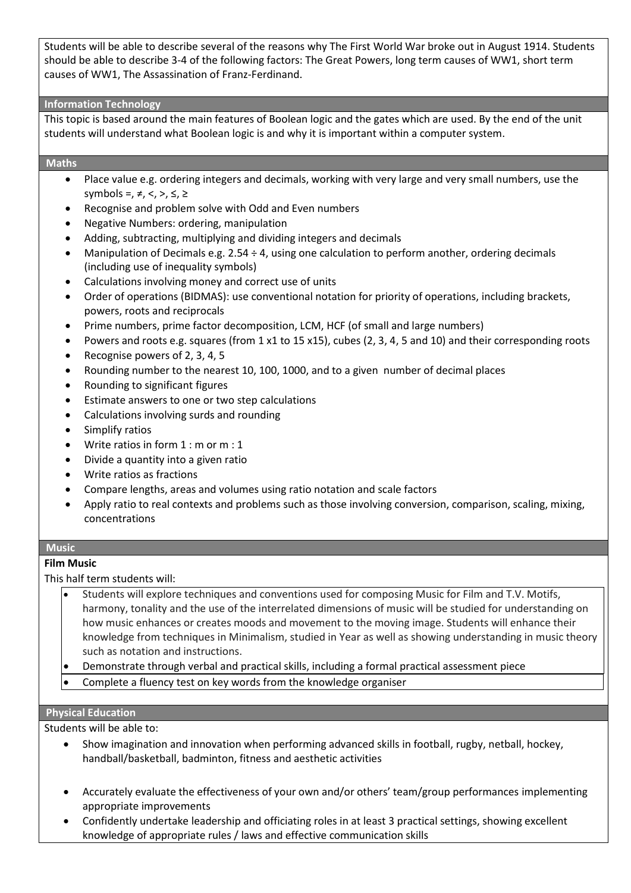Students will be able to describe several of the reasons why The First World War broke out in August 1914. Students should be able to describe 3-4 of the following factors: The Great Powers, long term causes of WW1, short term causes of WW1, The Assassination of Franz-Ferdinand.

## Information Technology

This topic is based around the main features of Boolean logic and the gates which are used. By the end of the unit students will understand what Boolean logic is and why it is important within a computer system.

## Maths

- Place value e.g. ordering integers and decimals, working with very large and very small numbers, use the symbols =, ≠, <, >, ≤, ≥
- Recognise and problem solve with Odd and Even numbers
- Negative Numbers: ordering, manipulation
- Adding, subtracting, multiplying and dividing integers and decimals
- Manipulation of Decimals e.g. 2.54 ÷ 4, using one calculation to perform another, ordering decimals (including use of inequality symbols)
- Calculations involving money and correct use of units
- Order of operations (BIDMAS): use conventional notation for priority of operations, including brackets, powers, roots and reciprocals
- Prime numbers, prime factor decomposition, LCM, HCF (of small and large numbers)
- Powers and roots e.g. squares (from 1 x1 to 15 x15), cubes (2, 3, 4, 5 and 10) and their corresponding roots
- Recognise powers of 2, 3, 4, 5
- Rounding number to the nearest 10, 100, 1000, and to a given number of decimal places
- Rounding to significant figures
- Estimate answers to one or two step calculations
- Calculations involving surds and rounding
- Simplify ratios
- Write ratios in form 1 : m or m : 1
- Divide a quantity into a given ratio
- Write ratios as fractions
- Compare lengths, areas and volumes using ratio notation and scale factors
- Apply ratio to real contexts and problems such as those involving conversion, comparison, scaling, mixing, concentrations

## Music

**Film Music**

This half term students will:

- Students will explore techniques and conventions used for composing Music for Film and T.V. Motifs, harmony, tonality and the use of the interrelated dimensions of music will be studied for understanding on how music enhances or creates moods and movement to the moving image. Students will enhance their knowledge from techniques in Minimalism, studied in Year as well as showing understanding in music theory such as notation and instructions.
- Demonstrate through verbal and practical skills, including a formal practical assessment piece
- Complete a fluency test on key words from the knowledge organiser

## Physical Education

Students will be able to:

- Show imagination and innovation when performing advanced skills in football, rugby, netball, hockey, handball/basketball, badminton, fitness and aesthetic activities
- Accurately evaluate the effectiveness of your own and/or others' team/group performances implementing appropriate improvements
- Confidently undertake leadership and officiating roles in at least 3 practical settings, showing excellent knowledge of appropriate rules / laws and effective communication skills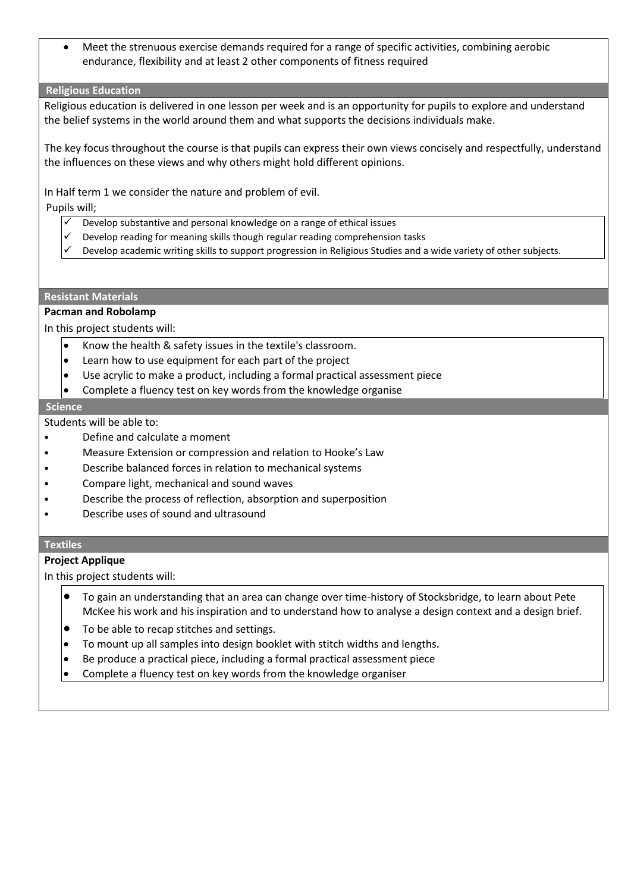- Meet the strenuous exercise demands required for a range of specific activities, combining aerobic endurance, flexibility and at least 2 other components of fitness required

## Religious Education

Religious education is delivered in one lesson per week and is an opportunity for pupils to explore and understand the belief systems in the world around them and what supports the decisions individuals make.

The key focus throughout the course is that pupils can express their own views concisely and respectfully, understand the influences on these views and why others might hold different opinions.

In Half term 1 we consider the nature and problem of evil.

Pupils will;

- ✓ Develop substantive and personal knowledge on a range of ethical issues
- ✓ Develop reading for meaning skills though regular reading comprehension tasks
- ✓ Develop academic writing skills to support progression in Religious Studies and a wide variety of other subjects.

## Resistant Materials

**Pacman and Robolamp**

In this project students will:

- Know the health & safety issues in the textile's classroom.
- Learn how to use equipment for each part of the project
- Use acrylic to make a product, including a formal practical assessment piece
- Complete a fluency test on key words from the knowledge organise

## Science

Students will be able to:

- Define and calculate a moment
- Measure Extension or compression and relation to Hooke's Law
- Describe balanced forces in relation to mechanical systems
- Compare light, mechanical and sound waves
- Describe the process of reflection, absorption and superposition
- Describe uses of sound and ultrasound

## Textiles

**Project Applique**

In this project students will:

- To gain an understanding that an area can change over time-history of Stocksbridge, to learn about Pete McKee his work and his inspiration and to understand how to analyse a design context and a design brief.
- To be able to recap stitches and settings.
- To mount up all samples into design booklet with stitch widths and lengths.
- Be produce a practical piece, including a formal practical assessment piece
- Complete a fluency test on key words from the knowledge organiser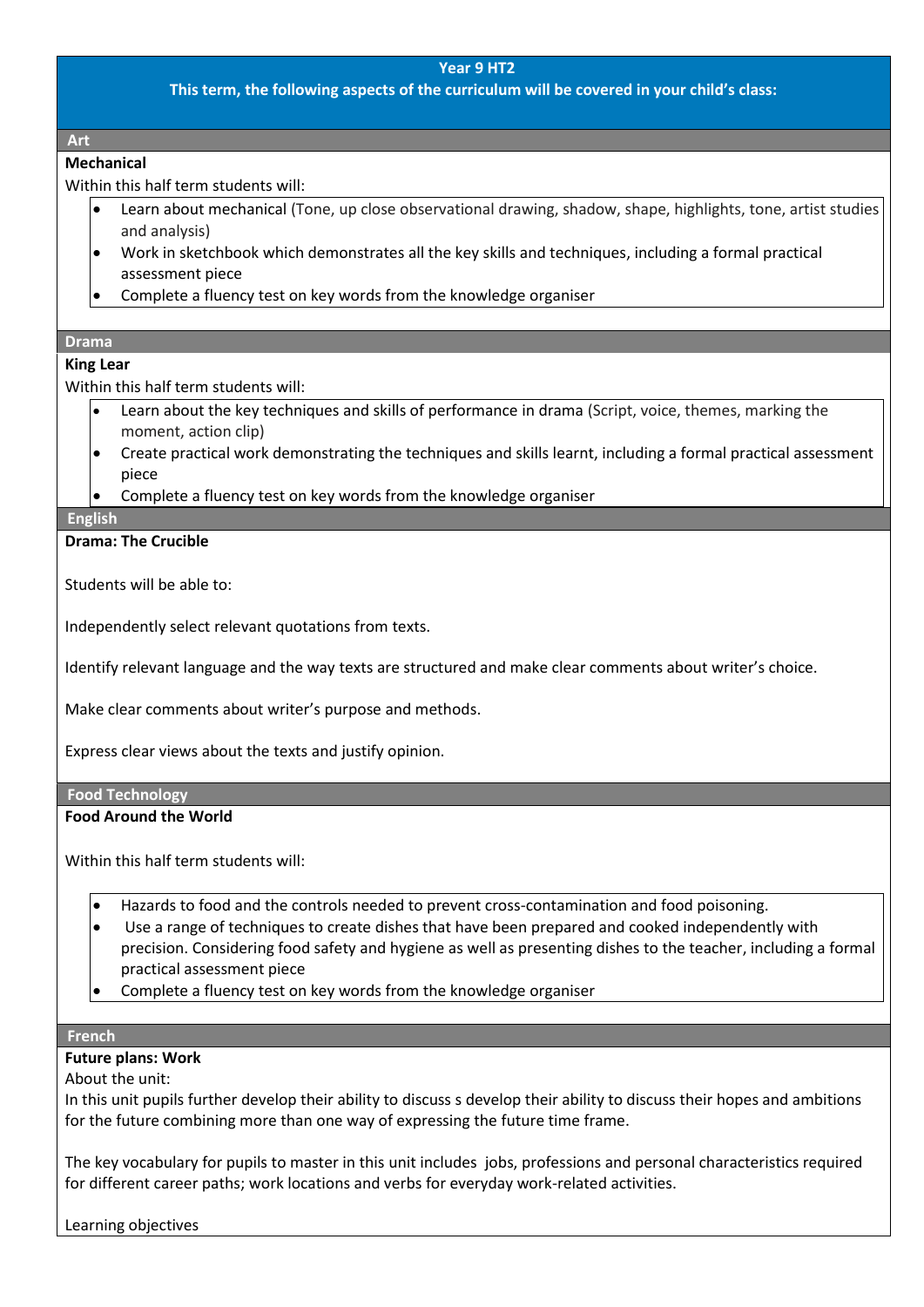**Year 9 HT2**

**This term, the following aspects of the curriculum will be covered in your child's class:**

## Art

**Mechanical**

Within this half term students will:

- Learn about mechanical (Tone, up close observational drawing, shadow, shape, highlights, tone, artist studies and analysis)
- Work in sketchbook which demonstrates all the key skills and techniques, including a formal practical assessment piece
- Complete a fluency test on key words from the knowledge organiser

## Drama

**King Lear**

Within this half term students will:

- Learn about the key techniques and skills of performance in drama (Script, voice, themes, marking the moment, action clip)
- Create practical work demonstrating the techniques and skills learnt, including a formal practical assessment piece
- Complete a fluency test on key words from the knowledge organiser

## English

**Drama: The Crucible**

Students will be able to:

Independently select relevant quotations from texts.

Identify relevant language and the way texts are structured and make clear comments about writer's choice.

Make clear comments about writer's purpose and methods.

Express clear views about the texts and justify opinion.

## Food Technology

**Food Around the World**

Within this half term students will:

- Hazards to food and the controls needed to prevent cross-contamination and food poisoning.
- Use a range of techniques to create dishes that have been prepared and cooked independently with precision. Considering food safety and hygiene as well as presenting dishes to the teacher, including a formal practical assessment piece
- Complete a fluency test on key words from the knowledge organiser

## French

**Future plans: Work**

About the unit:

In this unit pupils further develop their ability to discuss s develop their ability to discuss their hopes and ambitions for the future combining more than one way of expressing the future time frame.

The key vocabulary for pupils to master in this unit includes jobs, professions and personal characteristics required for different career paths; work locations and verbs for everyday work-related activities.

Learning objectives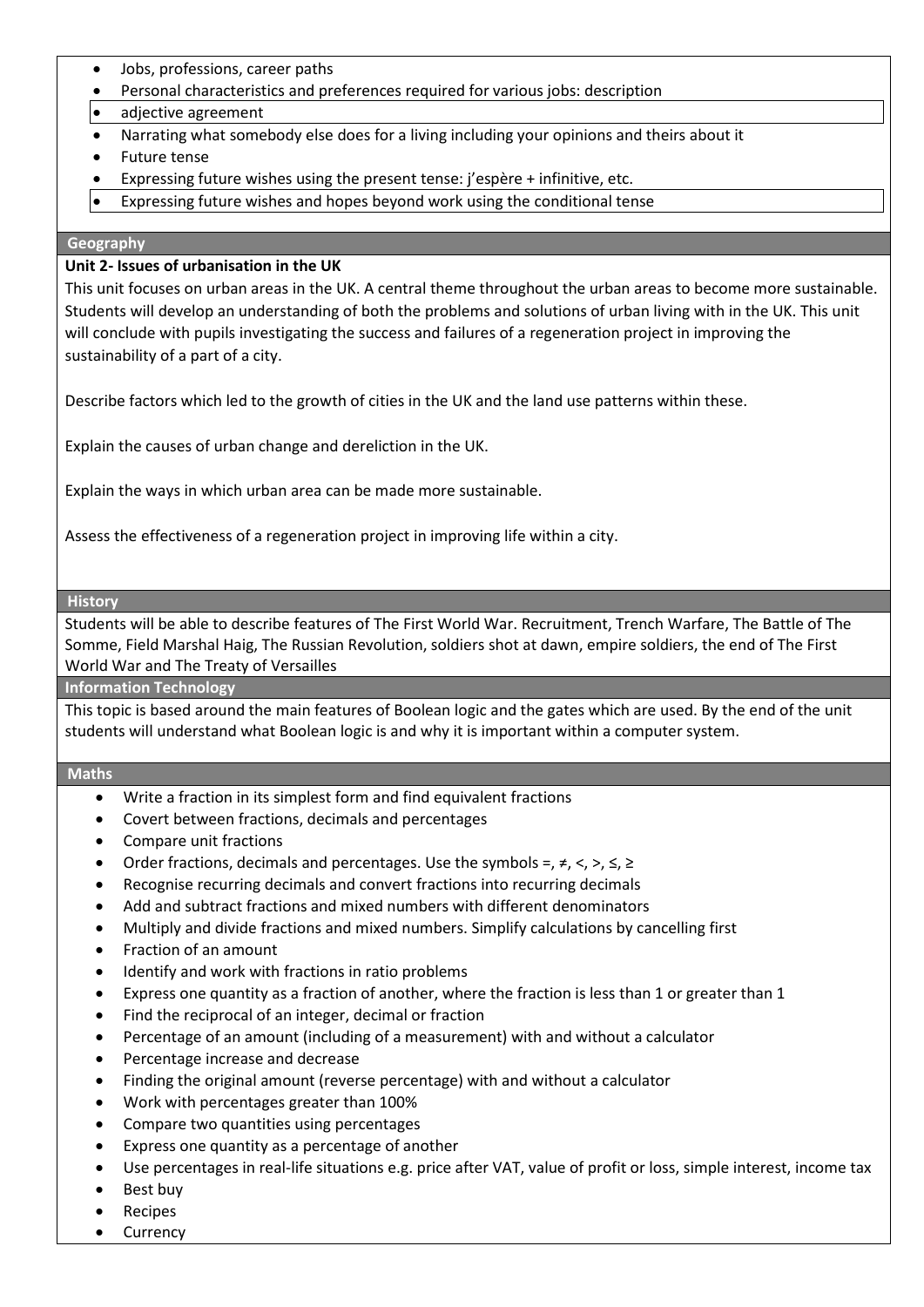- Jobs, professions, career paths
- Personal characteristics and preferences required for various jobs: description
- adjective agreement
- Narrating what somebody else does for a living including your opinions and theirs about it
- Future tense
- Expressing future wishes using the present tense: j'espère + infinitive, etc.
- Expressing future wishes and hopes beyond work using the conditional tense

## Geography

**Unit 2- Issues of urbanisation in the UK**

This unit focuses on urban areas in the UK. A central theme throughout the urban areas to become more sustainable. Students will develop an understanding of both the problems and solutions of urban living with in the UK. This unit will conclude with pupils investigating the success and failures of a regeneration project in improving the sustainability of a part of a city.

Describe factors which led to the growth of cities in the UK and the land use patterns within these.

Explain the causes of urban change and dereliction in the UK.

Explain the ways in which urban area can be made more sustainable.

Assess the effectiveness of a regeneration project in improving life within a city.

## History

Students will be able to describe features of The First World War. Recruitment, Trench Warfare, The Battle of The Somme, Field Marshal Haig, The Russian Revolution, soldiers shot at dawn, empire soldiers, the end of The First World War and The Treaty of Versailles

## Information Technology

This topic is based around the main features of Boolean logic and the gates which are used. By the end of the unit students will understand what Boolean logic is and why it is important within a computer system.

## Maths

- Write a fraction in its simplest form and find equivalent fractions
- Covert between fractions, decimals and percentages
- Compare unit fractions
- Order fractions, decimals and percentages. Use the symbols =, ≠, <, >, ≤, ≥
- Recognise recurring decimals and convert fractions into recurring decimals
- Add and subtract fractions and mixed numbers with different denominators
- Multiply and divide fractions and mixed numbers. Simplify calculations by cancelling first
- Fraction of an amount
- Identify and work with fractions in ratio problems
- Express one quantity as a fraction of another, where the fraction is less than 1 or greater than 1
- Find the reciprocal of an integer, decimal or fraction
- Percentage of an amount (including of a measurement) with and without a calculator
- Percentage increase and decrease
- Finding the original amount (reverse percentage) with and without a calculator
- Work with percentages greater than 100%
- Compare two quantities using percentages
- Express one quantity as a percentage of another
- Use percentages in real-life situations e.g. price after VAT, value of profit or loss, simple interest, income tax
- Best buy
- Recipes
- Currency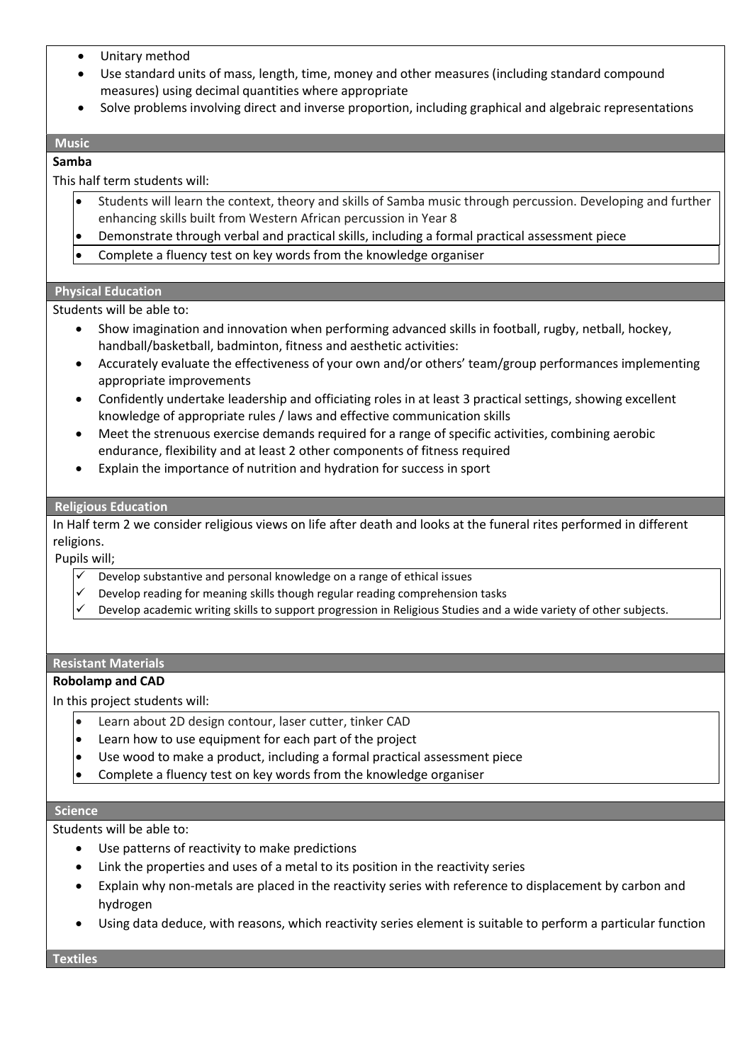- Unitary method
- Use standard units of mass, length, time, money and other measures (including standard compound measures) using decimal quantities where appropriate
- Solve problems involving direct and inverse proportion, including graphical and algebraic representations

## Music

**Samba**

This half term students will:

- Students will learn the context, theory and skills of Samba music through percussion. Developing and further enhancing skills built from Western African percussion in Year 8
- Demonstrate through verbal and practical skills, including a formal practical assessment piece
- Complete a fluency test on key words from the knowledge organiser

## Physical Education

Students will be able to:

- Show imagination and innovation when performing advanced skills in football, rugby, netball, hockey, handball/basketball, badminton, fitness and aesthetic activities:
- Accurately evaluate the effectiveness of your own and/or others' team/group performances implementing appropriate improvements
- Confidently undertake leadership and officiating roles in at least 3 practical settings, showing excellent knowledge of appropriate rules / laws and effective communication skills
- Meet the strenuous exercise demands required for a range of specific activities, combining aerobic endurance, flexibility and at least 2 other components of fitness required
- Explain the importance of nutrition and hydration for success in sport

## Religious Education

In Half term 2 we consider religious views on life after death and looks at the funeral rites performed in different religions.

Pupils will;

- ✓ Develop substantive and personal knowledge on a range of ethical issues
- ✓ Develop reading for meaning skills though regular reading comprehension tasks
- ✓ Develop academic writing skills to support progression in Religious Studies and a wide variety of other subjects.

## Resistant Materials

**Robolamp and CAD**

In this project students will:

- Learn about 2D design contour, laser cutter, tinker CAD
- Learn how to use equipment for each part of the project
- Use wood to make a product, including a formal practical assessment piece
- Complete a fluency test on key words from the knowledge organiser

## Science

Students will be able to:

- Use patterns of reactivity to make predictions
- Link the properties and uses of a metal to its position in the reactivity series
- Explain why non-metals are placed in the reactivity series with reference to displacement by carbon and hydrogen
- Using data deduce, with reasons, which reactivity series element is suitable to perform a particular function

## Textiles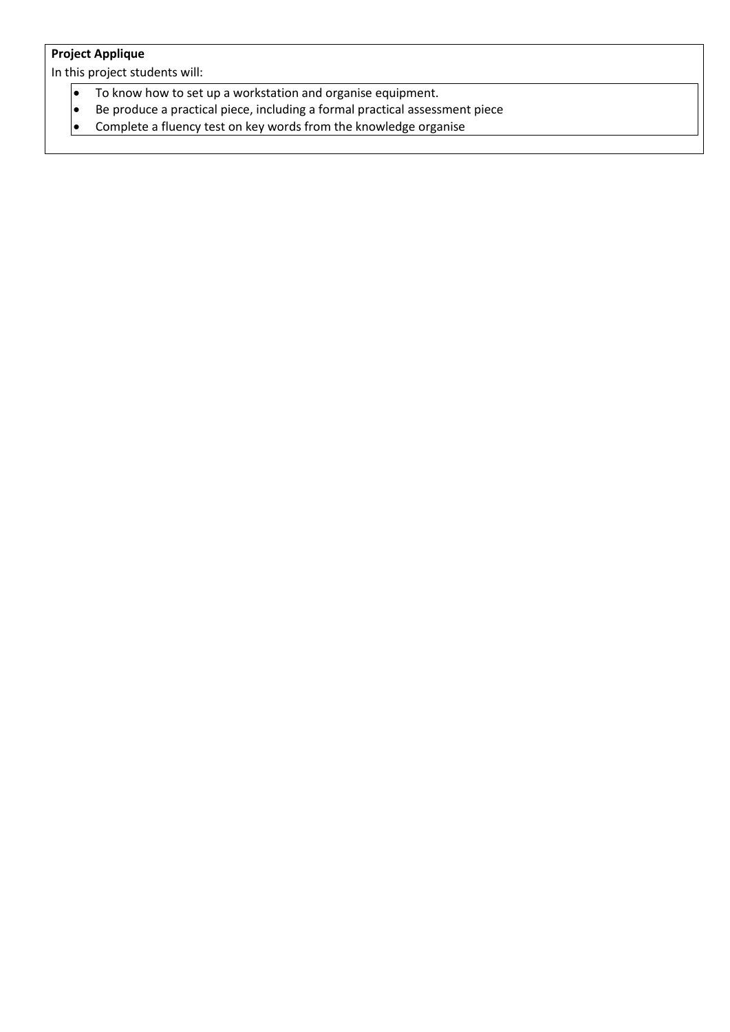**Project Applique**

In this project students will:

- To know how to set up a workstation and organise equipment.
- Be produce a practical piece, including a formal practical assessment piece
- Complete a fluency test on key words from the knowledge organise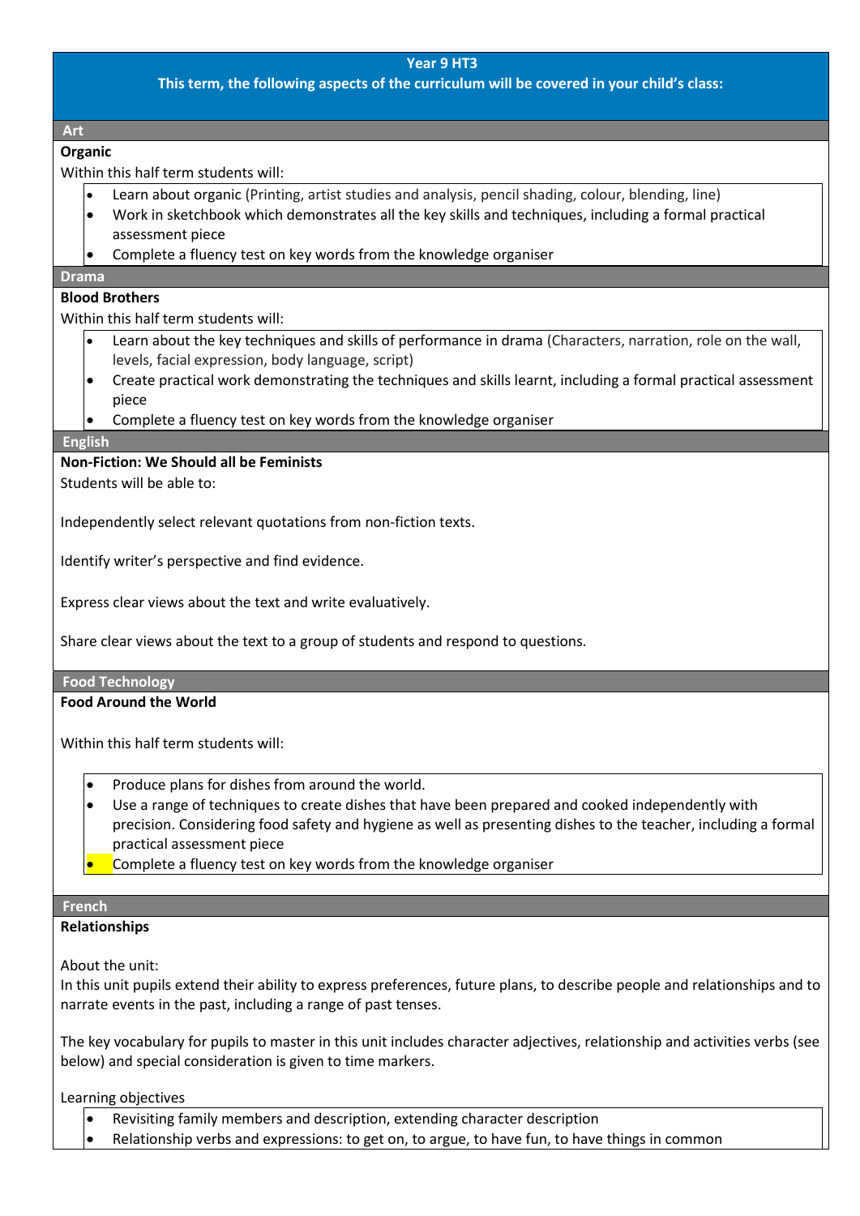**Year 9 HT3**

**This term, the following aspects of the curriculum will be covered in your child's class:**

## Art

**Organic**

Within this half term students will:

- Learn about organic (Printing, artist studies and analysis, pencil shading, colour, blending, line)
- Work in sketchbook which demonstrates all the key skills and techniques, including a formal practical assessment piece
- Complete a fluency test on key words from the knowledge organiser

## Drama

**Blood Brothers**

Within this half term students will:

- Learn about the key techniques and skills of performance in drama (Characters, narration, role on the wall, levels, facial expression, body language, script)
- Create practical work demonstrating the techniques and skills learnt, including a formal practical assessment piece
- Complete a fluency test on key words from the knowledge organiser

## English

**Non-Fiction: We Should all be Feminists**

Students will be able to:

Independently select relevant quotations from non-fiction texts.

Identify writer's perspective and find evidence.

Express clear views about the text and write evaluatively.

Share clear views about the text to a group of students and respond to questions.

## Food Technology

**Food Around the World**

Within this half term students will:

- Produce plans for dishes from around the world.
- Use a range of techniques to create dishes that have been prepared and cooked independently with precision. Considering food safety and hygiene as well as presenting dishes to the teacher, including a formal practical assessment piece
- Complete a fluency test on key words from the knowledge organiser

## French

**Relationships**

About the unit:

In this unit pupils extend their ability to express preferences, future plans, to describe people and relationships and to narrate events in the past, including a range of past tenses.

The key vocabulary for pupils to master in this unit includes character adjectives, relationship and activities verbs (see below) and special consideration is given to time markers.

Learning objectives

- Revisiting family members and description, extending character description
- Relationship verbs and expressions: to get on, to argue, to have fun, to have things in common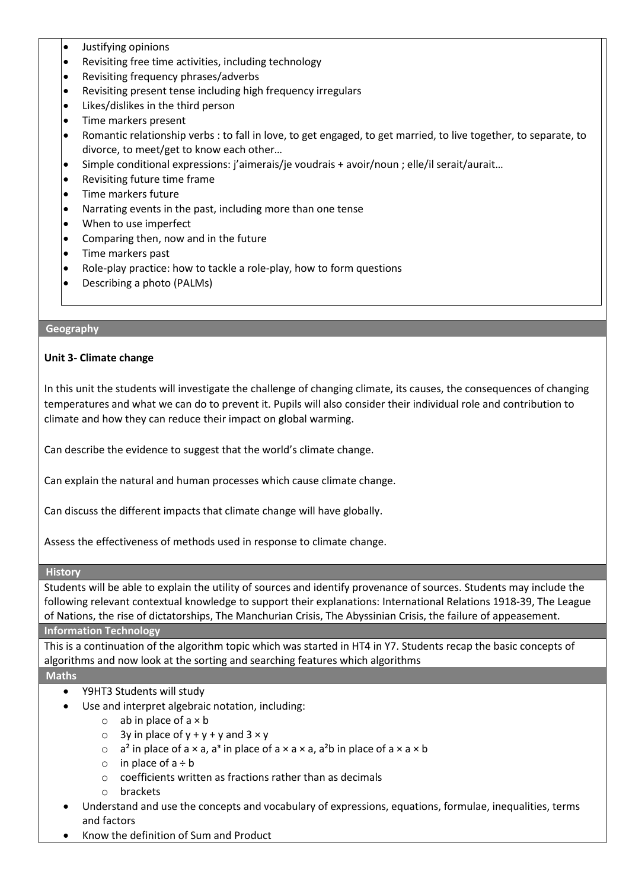- Justifying opinions
- Revisiting free time activities, including technology
- Revisiting frequency phrases/adverbs
- Revisiting present tense including high frequency irregulars
- Likes/dislikes in the third person
- Time markers present
- Romantic relationship verbs : to fall in love, to get engaged, to get married, to live together, to separate, to divorce, to meet/get to know each other…
- Simple conditional expressions: j'aimerais/je voudrais + avoir/noun ; elle/il serait/aurait…
- Revisiting future time frame
- Time markers future
- Narrating events in the past, including more than one tense
- When to use imperfect
- Comparing then, now and in the future
- Time markers past
- Role-play practice: how to tackle a role-play, how to form questions
- Describing a photo (PALMs)

## Geography

**Unit 3- Climate change**

In this unit the students will investigate the challenge of changing climate, its causes, the consequences of changing temperatures and what we can do to prevent it. Pupils will also consider their individual role and contribution to climate and how they can reduce their impact on global warming.

Can describe the evidence to suggest that the world's climate change.

Can explain the natural and human processes which cause climate change.

Can discuss the different impacts that climate change will have globally.

Assess the effectiveness of methods used in response to climate change.

## History

Students will be able to explain the utility of sources and identify provenance of sources. Students may include the following relevant contextual knowledge to support their explanations: International Relations 1918-39, The League of Nations, the rise of dictatorships, The Manchurian Crisis, The Abyssinian Crisis, the failure of appeasement.

## Information Technology

This is a continuation of the algorithm topic which was started in HT4 in Y7. Students recap the basic concepts of algorithms and now look at the sorting and searching features which algorithms

## Maths

- Y9HT3 Students will study
- Use and interpret algebraic notation, including:
  - $ab$ in place of $a \times b$
  - $3y$ in place of $y + y + y$ and $3 \times y$
  - $a^2$ in place of $a \times a$, $a^3$ in place of $a \times a \times a$, $a^2b$ in place of $a \times a \times b$
  - in place of $a \div b$
  - coefficients written as fractions rather than as decimals
  - brackets
- Understand and use the concepts and vocabulary of expressions, equations, formulae, inequalities, terms and factors
- Know the definition of Sum and Product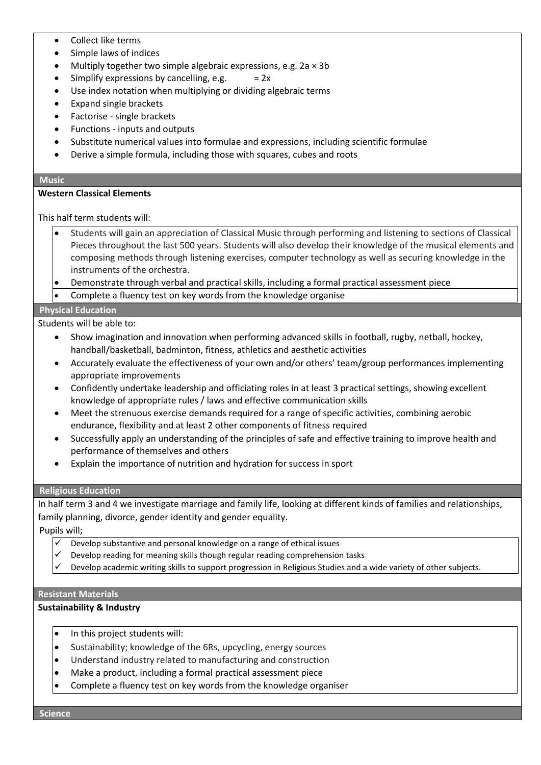- Collect like terms
- Simple laws of indices
- Multiply together two simple algebraic expressions, e.g. $2a \times 3b$
- Simplify expressions by cancelling, e.g. $= 2x$
- Use index notation when multiplying or dividing algebraic terms
- Expand single brackets
- Factorise - single brackets
- Functions - inputs and outputs
- Substitute numerical values into formulae and expressions, including scientific formulae
- Derive a simple formula, including those with squares, cubes and roots

## Music

**Western Classical Elements**

This half term students will:

- Students will gain an appreciation of Classical Music through performing and listening to sections of Classical Pieces throughout the last 500 years. Students will also develop their knowledge of the musical elements and composing methods through listening exercises, computer technology as well as securing knowledge in the instruments of the orchestra.
- Demonstrate through verbal and practical skills, including a formal practical assessment piece
- Complete a fluency test on key words from the knowledge organise

## Physical Education

Students will be able to:

- Show imagination and innovation when performing advanced skills in football, rugby, netball, hockey, handball/basketball, badminton, fitness, athletics and aesthetic activities
- Accurately evaluate the effectiveness of your own and/or others' team/group performances implementing appropriate improvements
- Confidently undertake leadership and officiating roles in at least 3 practical settings, showing excellent knowledge of appropriate rules / laws and effective communication skills
- Meet the strenuous exercise demands required for a range of specific activities, combining aerobic endurance, flexibility and at least 2 other components of fitness required
- Successfully apply an understanding of the principles of safe and effective training to improve health and performance of themselves and others
- Explain the importance of nutrition and hydration for success in sport

## Religious Education

In half term 3 and 4 we investigate marriage and family life, looking at different kinds of families and relationships, family planning, divorce, gender identity and gender equality.

Pupils will;

- ✓ Develop substantive and personal knowledge on a range of ethical issues
- ✓ Develop reading for meaning skills though regular reading comprehension tasks
- ✓ Develop academic writing skills to support progression in Religious Studies and a wide variety of other subjects.

## Resistant Materials

**Sustainability & Industry**

- In this project students will:
- Sustainability; knowledge of the 6Rs, upcycling, energy sources
- Understand industry related to manufacturing and construction
- Make a product, including a formal practical assessment piece
- Complete a fluency test on key words from the knowledge organiser

## Science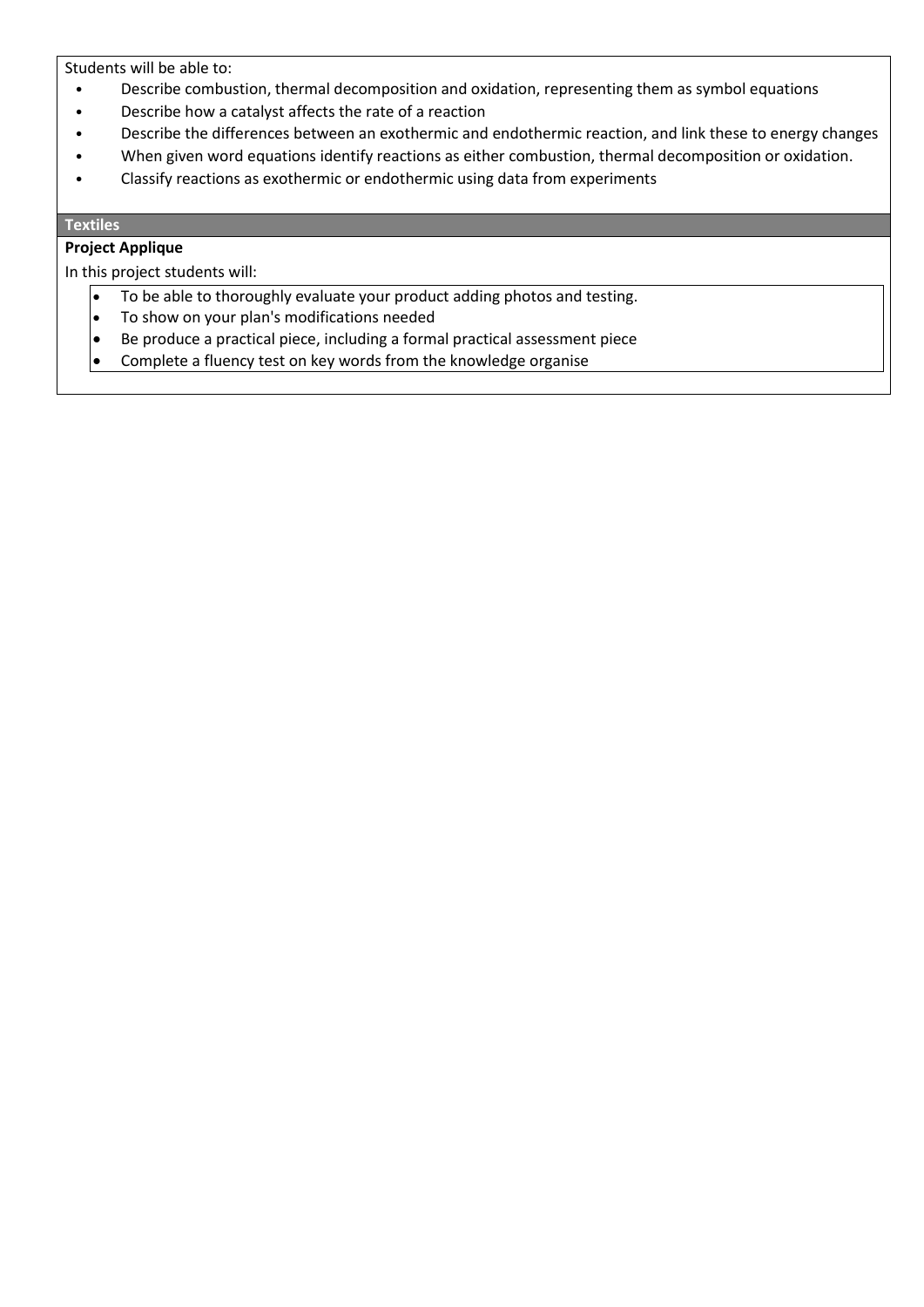Students will be able to:

- Describe combustion, thermal decomposition and oxidation, representing them as symbol equations
- Describe how a catalyst affects the rate of a reaction
- Describe the differences between an exothermic and endothermic reaction, and link these to energy changes
- When given word equations identify reactions as either combustion, thermal decomposition or oxidation.
- Classify reactions as exothermic or endothermic using data from experiments

## Textiles

**Project Applique**

In this project students will:

- To be able to thoroughly evaluate your product adding photos and testing.
- To show on your plan's modifications needed
- Be produce a practical piece, including a formal practical assessment piece
- Complete a fluency test on key words from the knowledge organise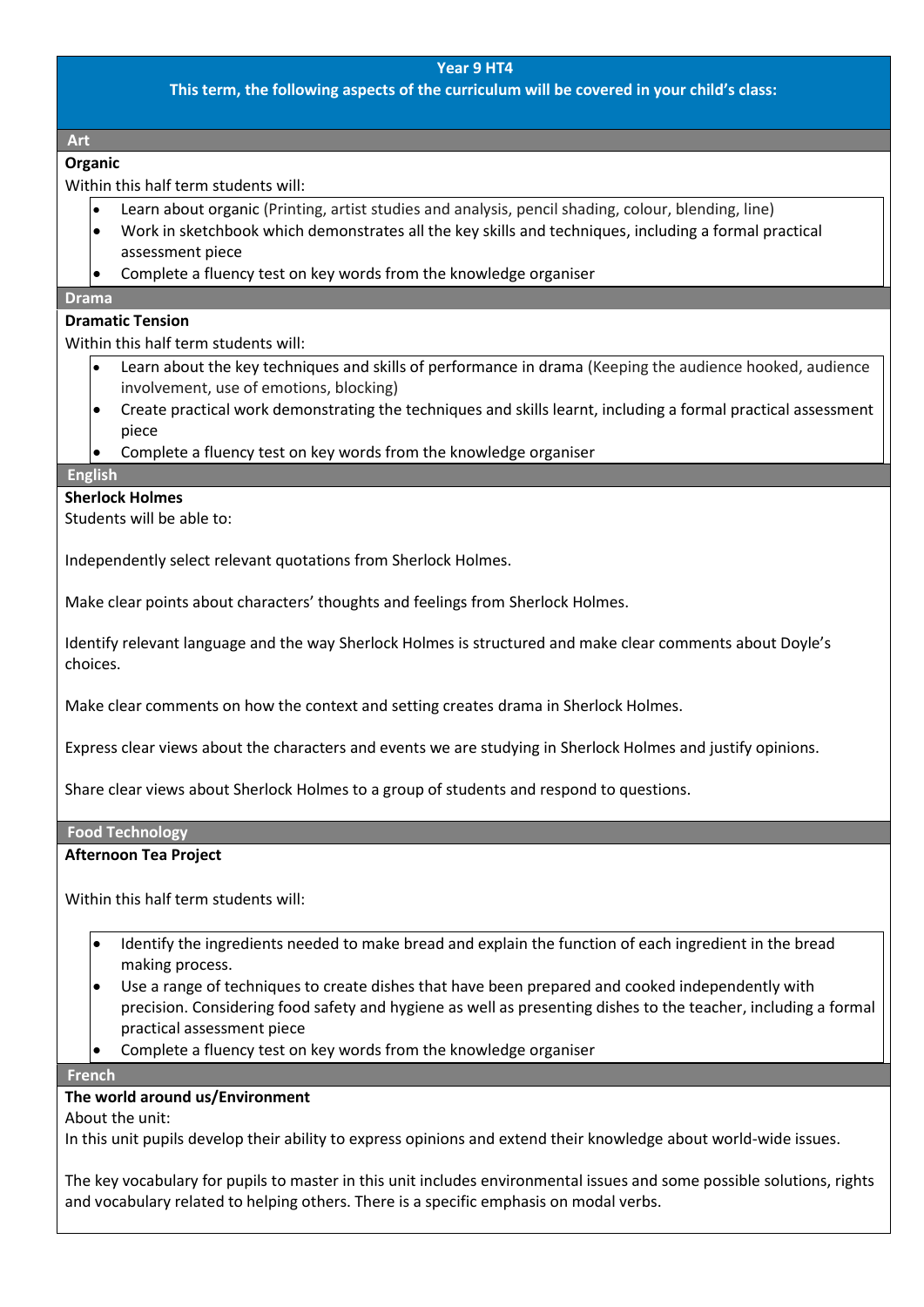**Year 9 HT4**

**This term, the following aspects of the curriculum will be covered in your child's class:**

## Art

**Organic**

Within this half term students will:

- Learn about organic (Printing, artist studies and analysis, pencil shading, colour, blending, line)
- Work in sketchbook which demonstrates all the key skills and techniques, including a formal practical assessment piece
- Complete a fluency test on key words from the knowledge organiser

## Drama

**Dramatic Tension**

Within this half term students will:

- Learn about the key techniques and skills of performance in drama (Keeping the audience hooked, audience involvement, use of emotions, blocking)
- Create practical work demonstrating the techniques and skills learnt, including a formal practical assessment piece
- Complete a fluency test on key words from the knowledge organiser

## English

**Sherlock Holmes**

Students will be able to:

Independently select relevant quotations from Sherlock Holmes.

Make clear points about characters' thoughts and feelings from Sherlock Holmes.

Identify relevant language and the way Sherlock Holmes is structured and make clear comments about Doyle's choices.

Make clear comments on how the context and setting creates drama in Sherlock Holmes.

Express clear views about the characters and events we are studying in Sherlock Holmes and justify opinions.

Share clear views about Sherlock Holmes to a group of students and respond to questions.

## Food Technology

**Afternoon Tea Project**

Within this half term students will:

- Identify the ingredients needed to make bread and explain the function of each ingredient in the bread making process.
- Use a range of techniques to create dishes that have been prepared and cooked independently with precision. Considering food safety and hygiene as well as presenting dishes to the teacher, including a formal practical assessment piece
- Complete a fluency test on key words from the knowledge organiser

## French

**The world around us/Environment**

About the unit:

In this unit pupils develop their ability to express opinions and extend their knowledge about world-wide issues.

The key vocabulary for pupils to master in this unit includes environmental issues and some possible solutions, rights and vocabulary related to helping others. There is a specific emphasis on modal verbs.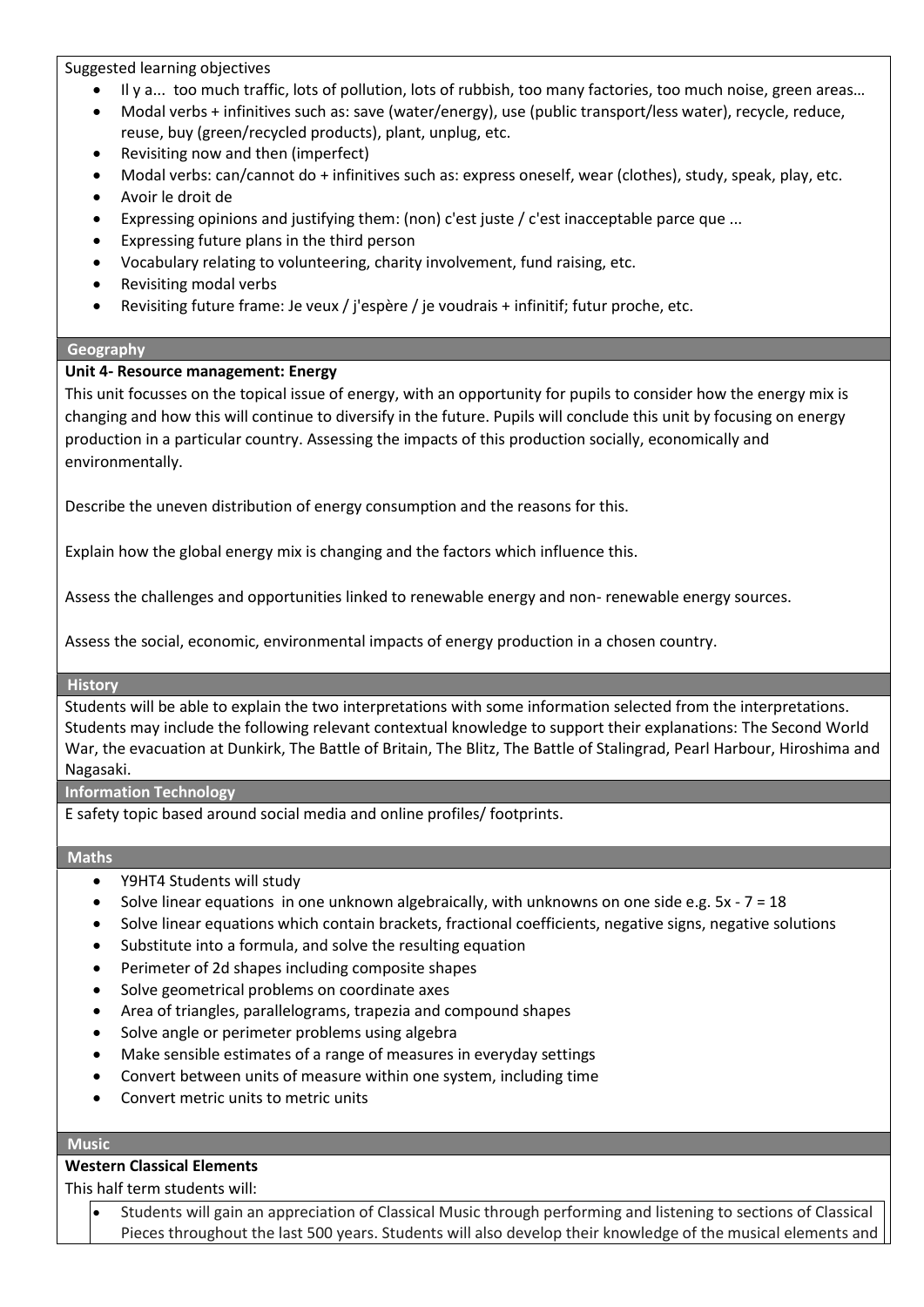Suggested learning objectives

- Il y a... too much traffic, lots of pollution, lots of rubbish, too many factories, too much noise, green areas…
- Modal verbs + infinitives such as: save (water/energy), use (public transport/less water), recycle, reduce, reuse, buy (green/recycled products), plant, unplug, etc.
- Revisiting now and then (imperfect)
- Modal verbs: can/cannot do + infinitives such as: express oneself, wear (clothes), study, speak, play, etc.
- Avoir le droit de
- Expressing opinions and justifying them: (non) c'est juste / c'est inacceptable parce que ...
- Expressing future plans in the third person
- Vocabulary relating to volunteering, charity involvement, fund raising, etc.
- Revisiting modal verbs
- Revisiting future frame: Je veux / j'espère / je voudrais + infinitif; futur proche, etc.

## Geography

**Unit 4- Resource management: Energy**

This unit focusses on the topical issue of energy, with an opportunity for pupils to consider how the energy mix is changing and how this will continue to diversify in the future. Pupils will conclude this unit by focusing on energy production in a particular country. Assessing the impacts of this production socially, economically and environmentally.

Describe the uneven distribution of energy consumption and the reasons for this.

Explain how the global energy mix is changing and the factors which influence this.

Assess the challenges and opportunities linked to renewable energy and non- renewable energy sources.

Assess the social, economic, environmental impacts of energy production in a chosen country.

## History

Students will be able to explain the two interpretations with some information selected from the interpretations. Students may include the following relevant contextual knowledge to support their explanations: The Second World War, the evacuation at Dunkirk, The Battle of Britain, The Blitz, The Battle of Stalingrad, Pearl Harbour, Hiroshima and Nagasaki.

## Information Technology

E safety topic based around social media and online profiles/ footprints.

## Maths

- Y9HT4 Students will study
- Solve linear equations in one unknown algebraically, with unknowns on one side e.g. $5x - 7 = 18$
- Solve linear equations which contain brackets, fractional coefficients, negative signs, negative solutions
- Substitute into a formula, and solve the resulting equation
- Perimeter of 2d shapes including composite shapes
- Solve geometrical problems on coordinate axes
- Area of triangles, parallelograms, trapezia and compound shapes
- Solve angle or perimeter problems using algebra
- Make sensible estimates of a range of measures in everyday settings
- Convert between units of measure within one system, including time
- Convert metric units to metric units

## Music

**Western Classical Elements**

This half term students will:

- Students will gain an appreciation of Classical Music through performing and listening to sections of Classical Pieces throughout the last 500 years. Students will also develop their knowledge of the musical elements and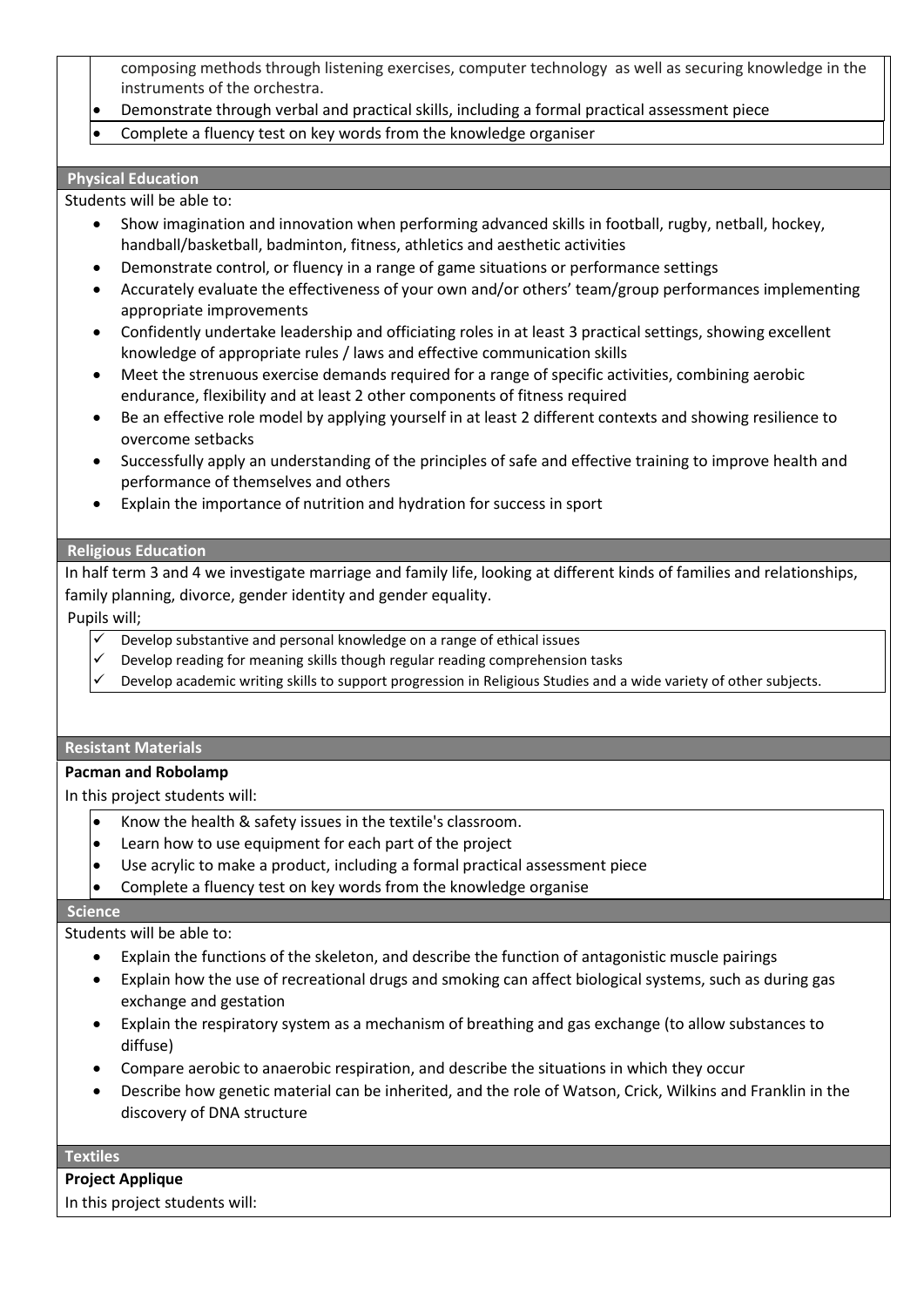composing methods through listening exercises, computer technology as well as securing knowledge in the instruments of the orchestra.

- Demonstrate through verbal and practical skills, including a formal practical assessment piece
- Complete a fluency test on key words from the knowledge organiser

## Physical Education

Students will be able to:

- Show imagination and innovation when performing advanced skills in football, rugby, netball, hockey, handball/basketball, badminton, fitness, athletics and aesthetic activities
- Demonstrate control, or fluency in a range of game situations or performance settings
- Accurately evaluate the effectiveness of your own and/or others' team/group performances implementing appropriate improvements
- Confidently undertake leadership and officiating roles in at least 3 practical settings, showing excellent knowledge of appropriate rules / laws and effective communication skills
- Meet the strenuous exercise demands required for a range of specific activities, combining aerobic endurance, flexibility and at least 2 other components of fitness required
- Be an effective role model by applying yourself in at least 2 different contexts and showing resilience to overcome setbacks
- Successfully apply an understanding of the principles of safe and effective training to improve health and performance of themselves and others
- Explain the importance of nutrition and hydration for success in sport

## Religious Education

In half term 3 and 4 we investigate marriage and family life, looking at different kinds of families and relationships, family planning, divorce, gender identity and gender equality.

Pupils will;

- ✓ Develop substantive and personal knowledge on a range of ethical issues
- ✓ Develop reading for meaning skills though regular reading comprehension tasks
- ✓ Develop academic writing skills to support progression in Religious Studies and a wide variety of other subjects.

## Resistant Materials

**Pacman and Robolamp**

In this project students will:

- Know the health & safety issues in the textile's classroom.
- Learn how to use equipment for each part of the project
- Use acrylic to make a product, including a formal practical assessment piece
- Complete a fluency test on key words from the knowledge organise

## Science

Students will be able to:

- Explain the functions of the skeleton, and describe the function of antagonistic muscle pairings
- Explain how the use of recreational drugs and smoking can affect biological systems, such as during gas exchange and gestation
- Explain the respiratory system as a mechanism of breathing and gas exchange (to allow substances to diffuse)
- Compare aerobic to anaerobic respiration, and describe the situations in which they occur
- Describe how genetic material can be inherited, and the role of Watson, Crick, Wilkins and Franklin in the discovery of DNA structure

## Textiles

**Project Applique**

In this project students will: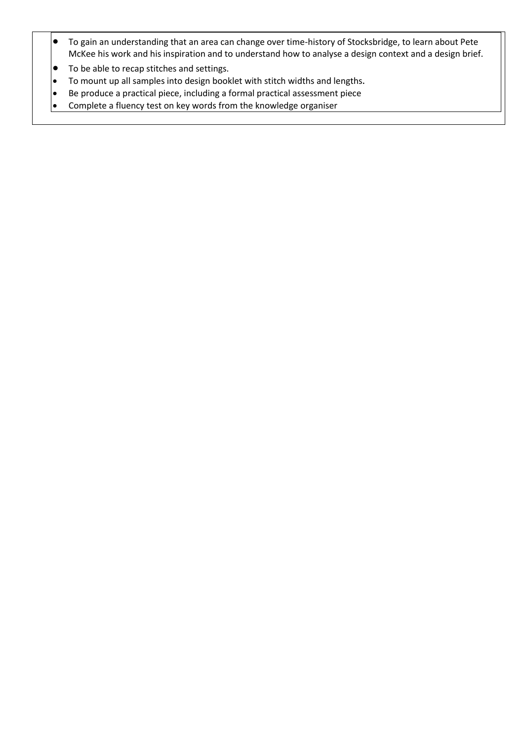- To gain an understanding that an area can change over time-history of Stocksbridge, to learn about Pete McKee his work and his inspiration and to understand how to analyse a design context and a design brief.
- To be able to recap stitches and settings.
- To mount up all samples into design booklet with stitch widths and lengths.
- Be produce a practical piece, including a formal practical assessment piece
- Complete a fluency test on key words from the knowledge organiser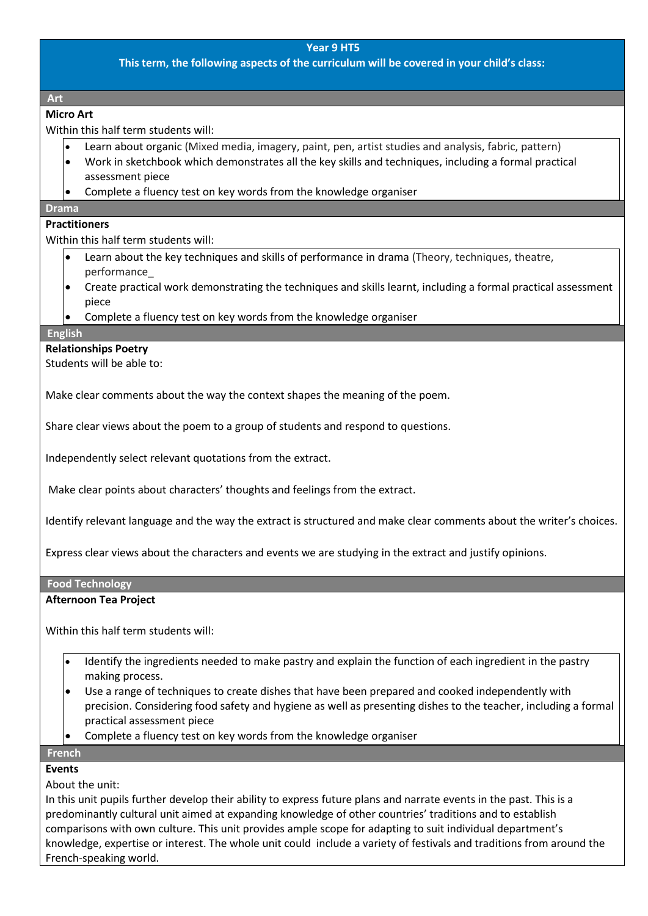## Year 9 HT5

**This term, the following aspects of the curriculum will be covered in your child's class:**

### Art

**Micro Art**

Within this half term students will:

- Learn about organic (Mixed media, imagery, paint, pen, artist studies and analysis, fabric, pattern)
- Work in sketchbook which demonstrates all the key skills and techniques, including a formal practical assessment piece
- Complete a fluency test on key words from the knowledge organiser

### Drama

**Practitioners**

Within this half term students will:

- Learn about the key techniques and skills of performance in drama (Theory, techniques, theatre, performance_
- Create practical work demonstrating the techniques and skills learnt, including a formal practical assessment piece
- Complete a fluency test on key words from the knowledge organiser

### English

**Relationships Poetry**

Students will be able to:

Make clear comments about the way the context shapes the meaning of the poem.

Share clear views about the poem to a group of students and respond to questions.

Independently select relevant quotations from the extract.

Make clear points about characters' thoughts and feelings from the extract.

Identify relevant language and the way the extract is structured and make clear comments about the writer's choices.

Express clear views about the characters and events we are studying in the extract and justify opinions.

### Food Technology

**Afternoon Tea Project**

Within this half term students will:

- Identify the ingredients needed to make pastry and explain the function of each ingredient in the pastry making process.
- Use a range of techniques to create dishes that have been prepared and cooked independently with precision. Considering food safety and hygiene as well as presenting dishes to the teacher, including a formal practical assessment piece
- Complete a fluency test on key words from the knowledge organiser

### French

**Events**

About the unit:

In this unit pupils further develop their ability to express future plans and narrate events in the past. This is a predominantly cultural unit aimed at expanding knowledge of other countries' traditions and to establish comparisons with own culture. This unit provides ample scope for adapting to suit individual department's knowledge, expertise or interest. The whole unit could include a variety of festivals and traditions from around the French-speaking world.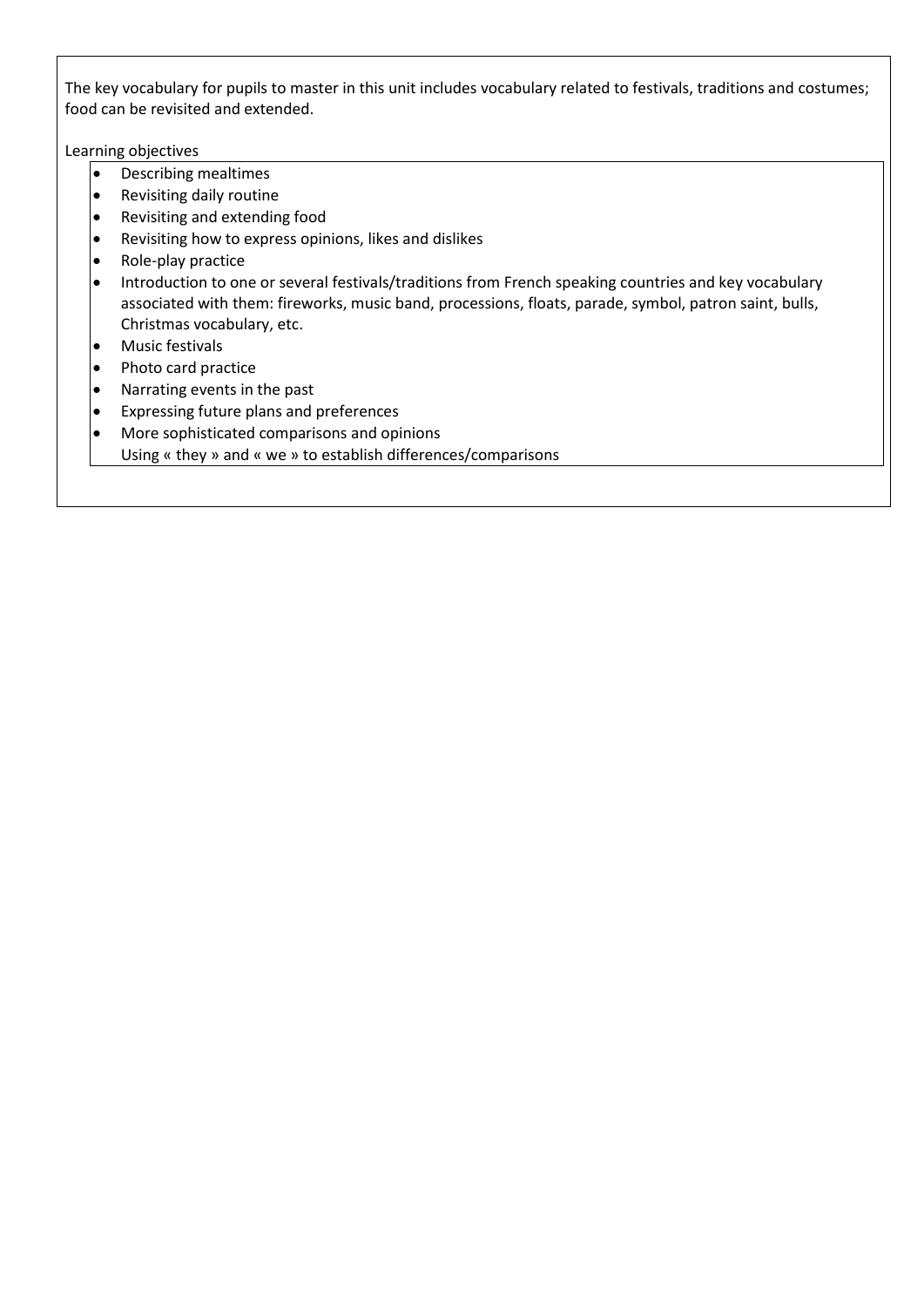The key vocabulary for pupils to master in this unit includes vocabulary related to festivals, traditions and costumes; food can be revisited and extended.

Learning objectives

- Describing mealtimes
- Revisiting daily routine
- Revisiting and extending food
- Revisiting how to express opinions, likes and dislikes
- Role-play practice
- Introduction to one or several festivals/traditions from French speaking countries and key vocabulary associated with them: fireworks, music band, processions, floats, parade, symbol, patron saint, bulls, Christmas vocabulary, etc.
- Music festivals
- Photo card practice
- Narrating events in the past
- Expressing future plans and preferences
- More sophisticated comparisons and opinions
  Using « they » and « we » to establish differences/comparisons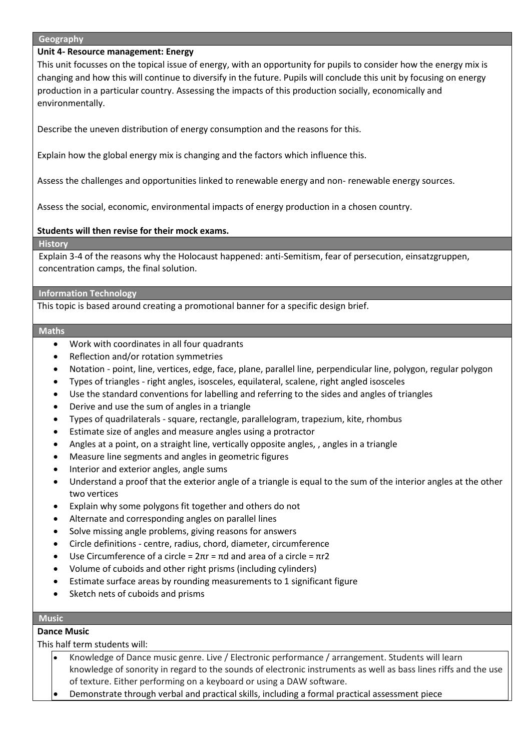## Geography

**Unit 4- Resource management: Energy**

This unit focusses on the topical issue of energy, with an opportunity for pupils to consider how the energy mix is changing and how this will continue to diversify in the future. Pupils will conclude this unit by focusing on energy production in a particular country. Assessing the impacts of this production socially, economically and environmentally.

Describe the uneven distribution of energy consumption and the reasons for this.

Explain how the global energy mix is changing and the factors which influence this.

Assess the challenges and opportunities linked to renewable energy and non- renewable energy sources.

Assess the social, economic, environmental impacts of energy production in a chosen country.

**Students will then revise for their mock exams.**

## History

Explain 3-4 of the reasons why the Holocaust happened: anti-Semitism, fear of persecution, einsatzgruppen, concentration camps, the final solution.

## Information Technology

This topic is based around creating a promotional banner for a specific design brief.

## Maths

- Work with coordinates in all four quadrants
- Reflection and/or rotation symmetries
- Notation - point, line, vertices, edge, face, plane, parallel line, perpendicular line, polygon, regular polygon
- Types of triangles - right angles, isosceles, equilateral, scalene, right angled isosceles
- Use the standard conventions for labelling and referring to the sides and angles of triangles
- Derive and use the sum of angles in a triangle
- Types of quadrilaterals - square, rectangle, parallelogram, trapezium, kite, rhombus
- Estimate size of angles and measure angles using a protractor
- Angles at a point, on a straight line, vertically opposite angles, , angles in a triangle
- Measure line segments and angles in geometric figures
- Interior and exterior angles, angle sums
- Understand a proof that the exterior angle of a triangle is equal to the sum of the interior angles at the other two vertices
- Explain why some polygons fit together and others do not
- Alternate and corresponding angles on parallel lines
- Solve missing angle problems, giving reasons for answers
- Circle definitions - centre, radius, chord, diameter, circumference
- Use Circumference of a circle = $2\pi r = \pi d$ and area of a circle = $\pi r2$
- Volume of cuboids and other right prisms (including cylinders)
- Estimate surface areas by rounding measurements to 1 significant figure
- Sketch nets of cuboids and prisms

## Music

**Dance Music**

This half term students will:

- Knowledge of Dance music genre. Live / Electronic performance / arrangement. Students will learn knowledge of sonority in regard to the sounds of electronic instruments as well as bass lines riffs and the use of texture. Either performing on a keyboard or using a DAW software.
- Demonstrate through verbal and practical skills, including a formal practical assessment piece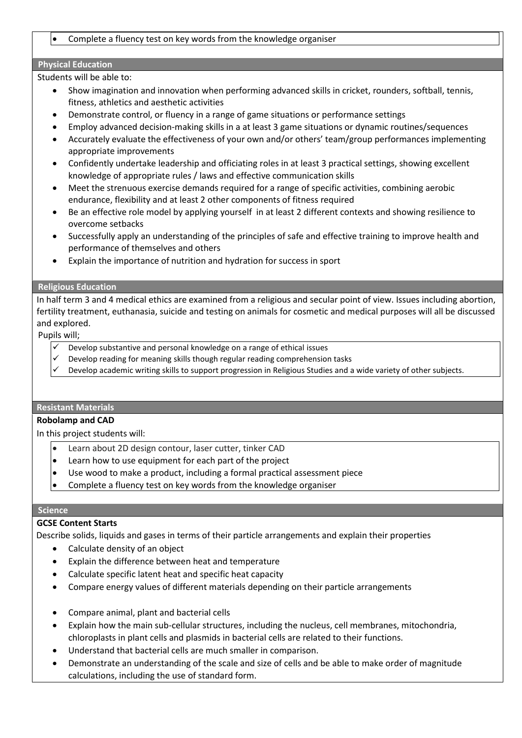- Complete a fluency test on key words from the knowledge organiser

## Physical Education

Students will be able to:

- Show imagination and innovation when performing advanced skills in cricket, rounders, softball, tennis, fitness, athletics and aesthetic activities
- Demonstrate control, or fluency in a range of game situations or performance settings
- Employ advanced decision-making skills in a at least 3 game situations or dynamic routines/sequences
- Accurately evaluate the effectiveness of your own and/or others' team/group performances implementing appropriate improvements
- Confidently undertake leadership and officiating roles in at least 3 practical settings, showing excellent knowledge of appropriate rules / laws and effective communication skills
- Meet the strenuous exercise demands required for a range of specific activities, combining aerobic endurance, flexibility and at least 2 other components of fitness required
- Be an effective role model by applying yourself in at least 2 different contexts and showing resilience to overcome setbacks
- Successfully apply an understanding of the principles of safe and effective training to improve health and performance of themselves and others
- Explain the importance of nutrition and hydration for success in sport

## Religious Education

In half term 3 and 4 medical ethics are examined from a religious and secular point of view. Issues including abortion, fertility treatment, euthanasia, suicide and testing on animals for cosmetic and medical purposes will all be discussed and explored.

Pupils will;

- ✓ Develop substantive and personal knowledge on a range of ethical issues
- ✓ Develop reading for meaning skills though regular reading comprehension tasks
- ✓ Develop academic writing skills to support progression in Religious Studies and a wide variety of other subjects.

## Resistant Materials

**Robolamp and CAD**

In this project students will:

- Learn about 2D design contour, laser cutter, tinker CAD
- Learn how to use equipment for each part of the project
- Use wood to make a product, including a formal practical assessment piece
- Complete a fluency test on key words from the knowledge organiser

## Science

**GCSE Content Starts**

Describe solids, liquids and gases in terms of their particle arrangements and explain their properties

- Calculate density of an object
- Explain the difference between heat and temperature
- Calculate specific latent heat and specific heat capacity
- Compare energy values of different materials depending on their particle arrangements

- Compare animal, plant and bacterial cells
- Explain how the main sub-cellular structures, including the nucleus, cell membranes, mitochondria, chloroplasts in plant cells and plasmids in bacterial cells are related to their functions.
- Understand that bacterial cells are much smaller in comparison.
- Demonstrate an understanding of the scale and size of cells and be able to make order of magnitude calculations, including the use of standard form.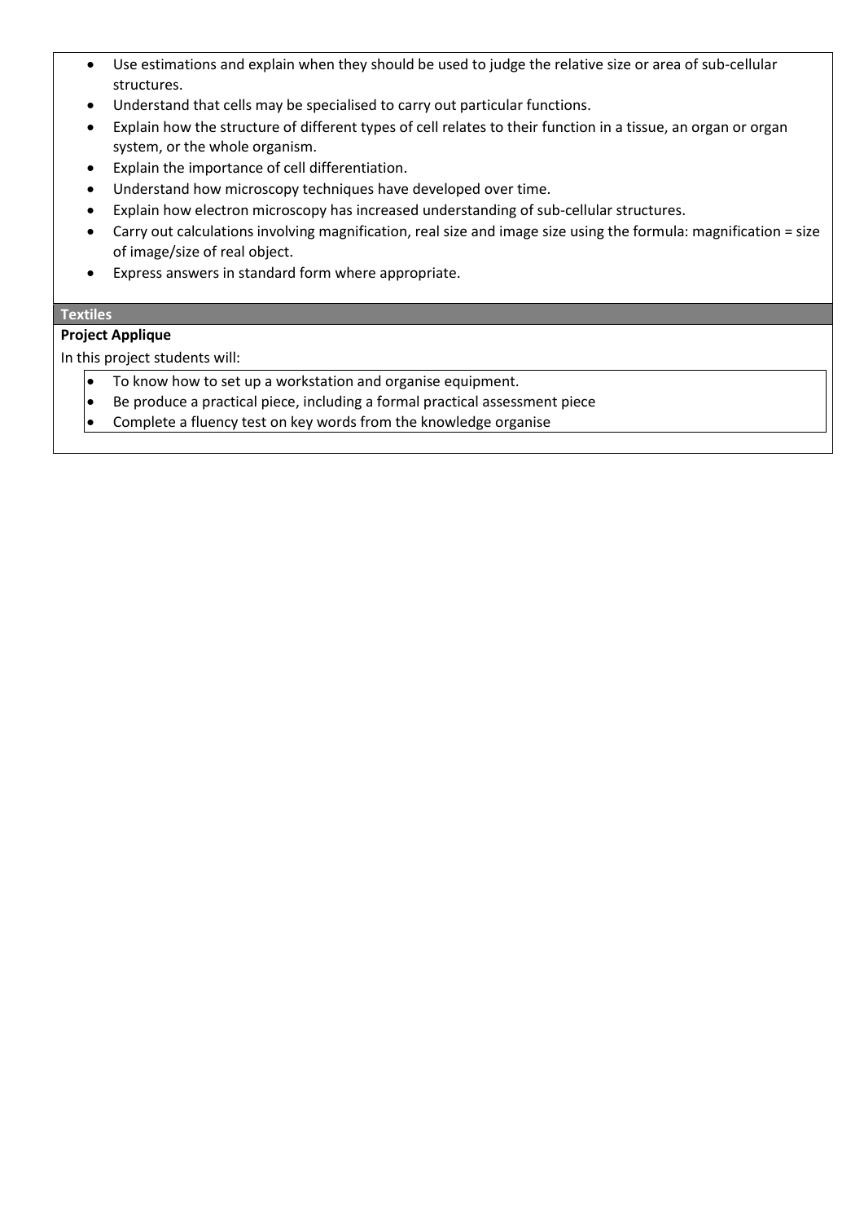- Use estimations and explain when they should be used to judge the relative size or area of sub-cellular structures.
- Understand that cells may be specialised to carry out particular functions.
- Explain how the structure of different types of cell relates to their function in a tissue, an organ or organ system, or the whole organism.
- Explain the importance of cell differentiation.
- Understand how microscopy techniques have developed over time.
- Explain how electron microscopy has increased understanding of sub-cellular structures.
- Carry out calculations involving magnification, real size and image size using the formula: magnification = size of image/size of real object.
- Express answers in standard form where appropriate.

## Textiles

**Project Applique**

In this project students will:

- To know how to set up a workstation and organise equipment.
- Be produce a practical piece, including a formal practical assessment piece
- Complete a fluency test on key words from the knowledge organise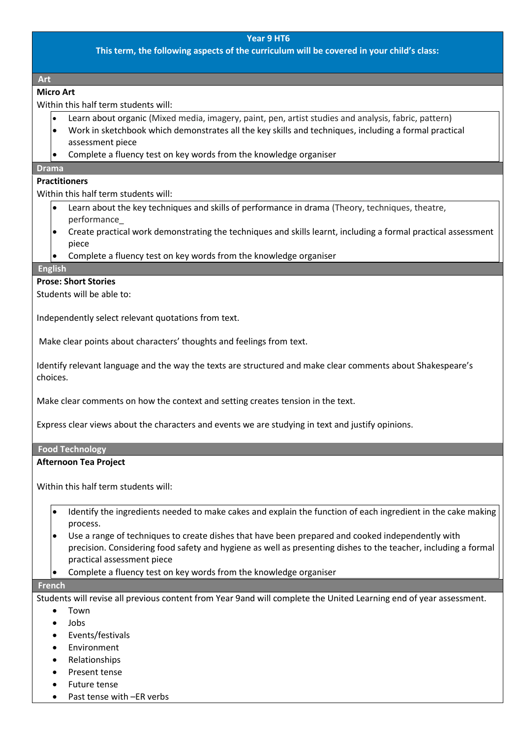# Year 9 HT6

**This term, the following aspects of the curriculum will be covered in your child's class:**

## Art

**Micro Art**

Within this half term students will:

- Learn about organic (Mixed media, imagery, paint, pen, artist studies and analysis, fabric, pattern)
- Work in sketchbook which demonstrates all the key skills and techniques, including a formal practical assessment piece
- Complete a fluency test on key words from the knowledge organiser

## Drama

**Practitioners**

Within this half term students will:

- Learn about the key techniques and skills of performance in drama (Theory, techniques, theatre, performance_
- Create practical work demonstrating the techniques and skills learnt, including a formal practical assessment piece
- Complete a fluency test on key words from the knowledge organiser

## English

**Prose: Short Stories**

Students will be able to:

Independently select relevant quotations from text.

Make clear points about characters' thoughts and feelings from text.

Identify relevant language and the way the texts are structured and make clear comments about Shakespeare's choices.

Make clear comments on how the context and setting creates tension in the text.

Express clear views about the characters and events we are studying in text and justify opinions.

## Food Technology

**Afternoon Tea Project**

Within this half term students will:

- Identify the ingredients needed to make cakes and explain the function of each ingredient in the cake making process.
- Use a range of techniques to create dishes that have been prepared and cooked independently with precision. Considering food safety and hygiene as well as presenting dishes to the teacher, including a formal practical assessment piece
- Complete a fluency test on key words from the knowledge organiser

## French

Students will revise all previous content from Year 9and will complete the United Learning end of year assessment.

- Town
- Jobs
- Events/festivals
- Environment
- Relationships
- Present tense
- Future tense
- Past tense with –ER verbs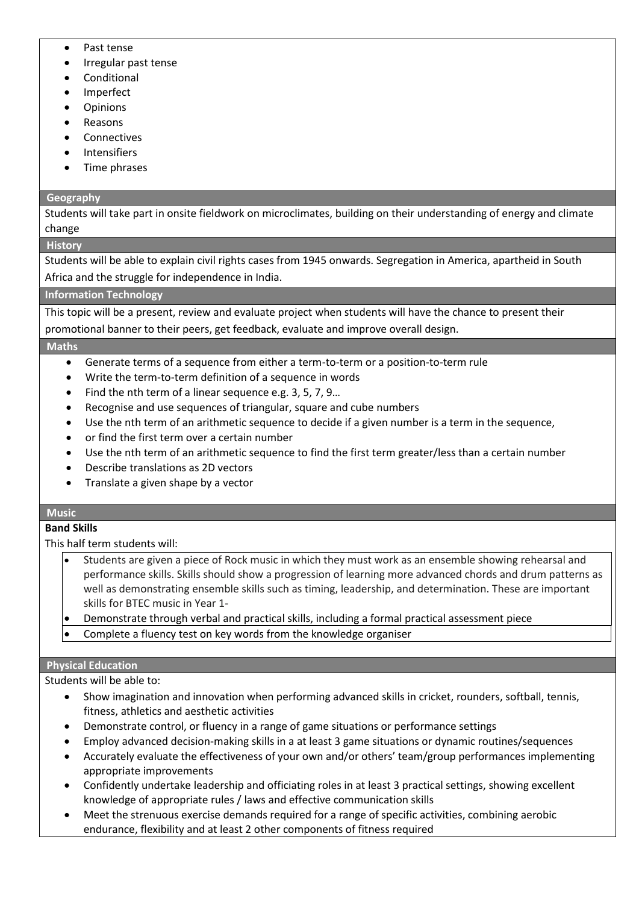- Past tense
- Irregular past tense
- Conditional
- Imperfect
- Opinions
- Reasons
- Connectives
- Intensifiers
- Time phrases

## Geography

Students will take part in onsite fieldwork on microclimates, building on their understanding of energy and climate change

## History

Students will be able to explain civil rights cases from 1945 onwards. Segregation in America, apartheid in South Africa and the struggle for independence in India.

## Information Technology

This topic will be a present, review and evaluate project when students will have the chance to present their promotional banner to their peers, get feedback, evaluate and improve overall design.

## Maths

- Generate terms of a sequence from either a term-to-term or a position-to-term rule
- Write the term-to-term definition of a sequence in words
- Find the nth term of a linear sequence e.g. 3, 5, 7, 9…
- Recognise and use sequences of triangular, square and cube numbers
- Use the nth term of an arithmetic sequence to decide if a given number is a term in the sequence,
- or find the first term over a certain number
- Use the nth term of an arithmetic sequence to find the first term greater/less than a certain number
- Describe translations as 2D vectors
- Translate a given shape by a vector

## Music

**Band Skills**

This half term students will:

- Students are given a piece of Rock music in which they must work as an ensemble showing rehearsal and performance skills. Skills should show a progression of learning more advanced chords and drum patterns as well as demonstrating ensemble skills such as timing, leadership, and determination. These are important skills for BTEC music in Year 1-
- Demonstrate through verbal and practical skills, including a formal practical assessment piece
- Complete a fluency test on key words from the knowledge organiser

## Physical Education

Students will be able to:

- Show imagination and innovation when performing advanced skills in cricket, rounders, softball, tennis, fitness, athletics and aesthetic activities
- Demonstrate control, or fluency in a range of game situations or performance settings
- Employ advanced decision-making skills in a at least 3 game situations or dynamic routines/sequences
- Accurately evaluate the effectiveness of your own and/or others' team/group performances implementing appropriate improvements
- Confidently undertake leadership and officiating roles in at least 3 practical settings, showing excellent knowledge of appropriate rules / laws and effective communication skills
- Meet the strenuous exercise demands required for a range of specific activities, combining aerobic endurance, flexibility and at least 2 other components of fitness required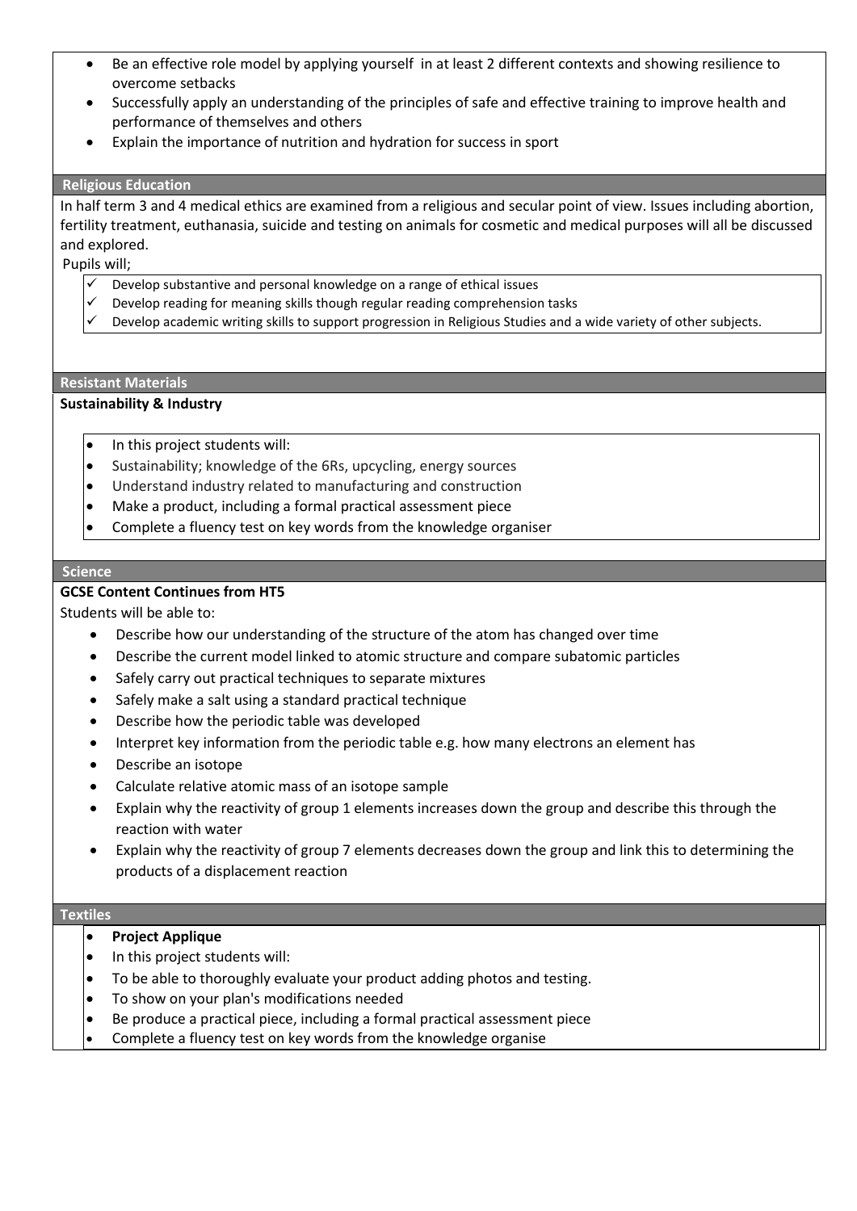- Be an effective role model by applying yourself  in at least 2 different contexts and showing resilience to overcome setbacks
- Successfully apply an understanding of the principles of safe and effective training to improve health and performance of themselves and others
- Explain the importance of nutrition and hydration for success in sport

## Religious Education

In half term 3 and 4 medical ethics are examined from a religious and secular point of view. Issues including abortion, fertility treatment, euthanasia, suicide and testing on animals for cosmetic and medical purposes will all be discussed and explored.

Pupils will;

- ✓ Develop substantive and personal knowledge on a range of ethical issues
- ✓ Develop reading for meaning skills though regular reading comprehension tasks
- ✓ Develop academic writing skills to support progression in Religious Studies and a wide variety of other subjects.

## Resistant Materials

**Sustainability & Industry**

- In this project students will:
- Sustainability; knowledge of the 6Rs, upcycling, energy sources
- Understand industry related to manufacturing and construction
- Make a product, including a formal practical assessment piece
- Complete a fluency test on key words from the knowledge organiser

## Science

**GCSE Content Continues from HT5**

Students will be able to:

- Describe how our understanding of the structure of the atom has changed over time
- Describe the current model linked to atomic structure and compare subatomic particles
- Safely carry out practical techniques to separate mixtures
- Safely make a salt using a standard practical technique
- Describe how the periodic table was developed
- Interpret key information from the periodic table e.g. how many electrons an element has
- Describe an isotope
- Calculate relative atomic mass of an isotope sample
- Explain why the reactivity of group 1 elements increases down the group and describe this through the reaction with water
- Explain why the reactivity of group 7 elements decreases down the group and link this to determining the products of a displacement reaction

## Textiles

- **Project Applique**
- In this project students will:
- To be able to thoroughly evaluate your product adding photos and testing.
- To show on your plan's modifications needed
- Be produce a practical piece, including a formal practical assessment piece
- Complete a fluency test on key words from the knowledge organise